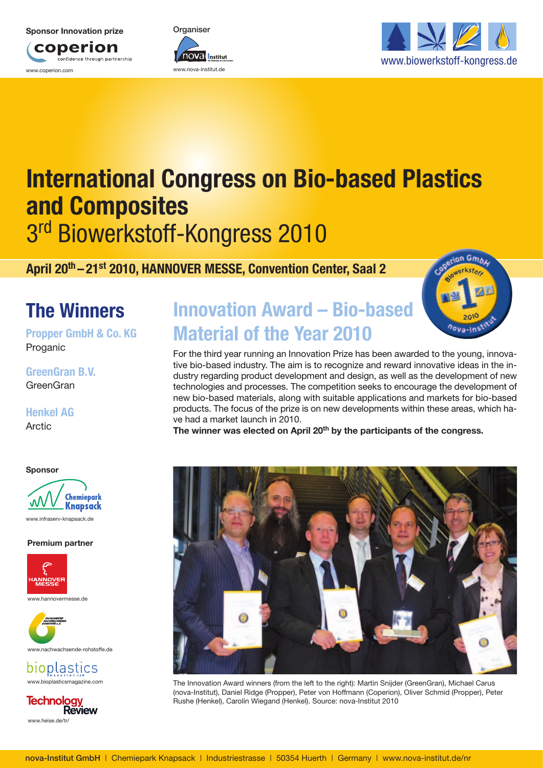Sponsor Innovation prize

coperion
confidence through partnership
www.coperion.com

Organiser

nova Institut
www.nova-institut.de

www.biowerkstoff-kongress.de

# International Congress on Bio-based Plastics and Composites
## 3rd Biowerkstoff-Kongress 2010

**April 20th – 21st 2010, HANNOVER MESSE, Convention Center, Saal 2**

## The Winners

**Propper GmbH & Co. KG**
Proganic

**GreenGran B.V.**
GreenGran

**Henkel AG**
Arctic

## Innovation Award – Bio-based Material of the Year 2010

For the third year running an Innovation Prize has been awarded to the young, innovative bio-based industry. The aim is to recognize and reward innovative ideas in the industry regarding product development and design, as well as the development of new technologies and processes. The competition seeks to encourage the development of new bio-based materials, along with suitable applications and markets for bio-based products. The focus of the prize is on new developments within these areas, which have had a market launch in 2010.

**The winner was elected on April 20th by the participants of the congress.**

The Innovation Award winners (from the left to the right): Martin Snijder (GreenGran), Michael Carus (nova-Institut), Daniel Ridge (Propper), Peter von Hoffmann (Coperion), Oliver Schmid (Propper), Peter Rushe (Henkel), Carolin Wiegand (Henkel). Source: nova-Institut 2010

**Sponsor**

Chemiepark Knapsack
www.infraserv-knapsack.de

**Premium partner**

HANNOVER MESSE
www.hannovermesse.de

www.nachwachsende-rohstoffe.de

bioplastics
www.bioplasticsmagazine.com

Technology Review
www.heise.de/tr/

**nova-Institut GmbH** | Chemiepark Knapsack | Industriestrasse | 50354 Huerth | Germany | www.nova-institut.de/nr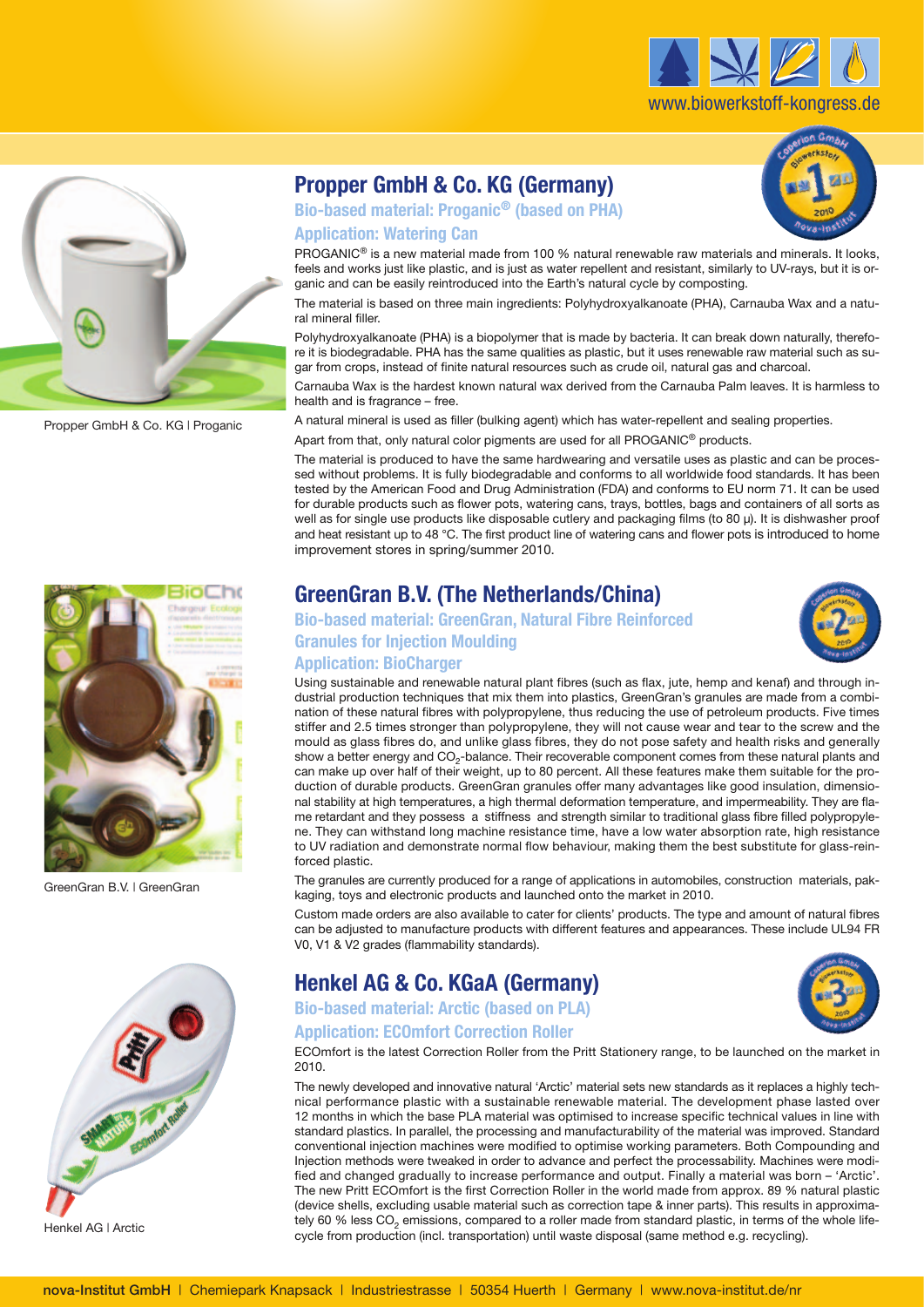## Propper GmbH & Co. KG (Germany)

**Bio-based material: Proganic® (based on PHA)**

**Application: Watering Can**

Propper GmbH & Co. KG | Proganic

PROGANIC® is a new material made from 100 % natural renewable raw materials and minerals. It looks, feels and works just like plastic, and is just as water repellent and resistant, similarly to UV-rays, but it is organic and can be easily reintroduced into the Earth's natural cycle by composting.

The material is based on three main ingredients: Polyhydroxyalkanoate (PHA), Carnauba Wax and a natural mineral filler.

Polyhydroxyalkanoate (PHA) is a biopolymer that is made by bacteria. It can break down naturally, therefore it is biodegradable. PHA has the same qualities as plastic, but it uses renewable raw material such as sugar from crops, instead of finite natural resources such as crude oil, natural gas and charcoal.

Carnauba Wax is the hardest known natural wax derived from the Carnauba Palm leaves. It is harmless to health and is fragrance – free.

A natural mineral is used as filler (bulking agent) which has water-repellent and sealing properties.

Apart from that, only natural color pigments are used for all PROGANIC® products.

The material is produced to have the same hardwearing and versatile uses as plastic and can be processed without problems. It is fully biodegradable and conforms to all worldwide food standards. It has been tested by the American Food and Drug Administration (FDA) and conforms to EU norm 71. It can be used for durable products such as flower pots, watering cans, trays, bottles, bags and containers of all sorts as well as for single use products like disposable cutlery and packaging films (to 80 µ). It is dishwasher proof and heat resistant up to 48 °C. The first product line of watering cans and flower pots is introduced to home improvement stores in spring/summer 2010.

## GreenGran B.V. (The Netherlands/China)

**Bio-based material: GreenGran, Natural Fibre Reinforced Granules for Injection Moulding**

**Application: BioCharger**

GreenGran B.V. | GreenGran

Using sustainable and renewable natural plant fibres (such as flax, jute, hemp and kenaf) and through industrial production techniques that mix them into plastics, GreenGran's granules are made from a combination of these natural fibres with polypropylene, thus reducing the use of petroleum products. Five times stiffer and 2.5 times stronger than polypropylene, they will not cause wear and tear to the screw and the mould as glass fibres do, and unlike glass fibres, they do not pose safety and health risks and generally show a better energy and $CO_2$-balance. Their recoverable component comes from these natural plants and can make up over half of their weight, up to 80 percent. All these features make them suitable for the production of durable products. GreenGran granules offer many advantages like good insulation, dimensional stability at high temperatures, a high thermal deformation temperature, and impermeability. They are flame retardant and they possess a stiffness and strength similar to traditional glass fibre filled polypropylene. They can withstand long machine resistance time, have a low water absorption rate, high resistance to UV radiation and demonstrate normal flow behaviour, making them the best substitute for glass-reinforced plastic.

The granules are currently produced for a range of applications in automobiles, construction materials, pakkaging, toys and electronic products and launched onto the market in 2010.

Custom made orders are also available to cater for clients' products. The type and amount of natural fibres can be adjusted to manufacture products with different features and appearances. These include UL94 FR V0, V1 & V2 grades (flammability standards).

## Henkel AG & Co. KGaA (Germany)

**Bio-based material: Arctic (based on PLA)**

**Application: ECOmfort Correction Roller**

Henkel AG | Arctic

ECOmfort is the latest Correction Roller from the Pritt Stationery range, to be launched on the market in 2010.

The newly developed and innovative natural 'Arctic' material sets new standards as it replaces a highly technical performance plastic with a sustainable renewable material. The development phase lasted over 12 months in which the base PLA material was optimised to increase specific technical values in line with standard plastics. In parallel, the processing and manufacturability of the material was improved. Standard conventional injection machines were modified to optimise working parameters. Both Compounding and Injection methods were tweaked in order to advance and perfect the processability. Machines were modified and changed gradually to increase performance and output. Finally a material was born – 'Arctic'. The new Pritt ECOmfort is the first Correction Roller in the world made from approx. 89 % natural plastic (device shells, excluding usable material such as correction tape & inner parts). This results in approximately 60 % less $CO_2$ emissions, compared to a roller made from standard plastic, in terms of the whole lifecycle from production (incl. transportation) until waste disposal (same method e.g. recycling).